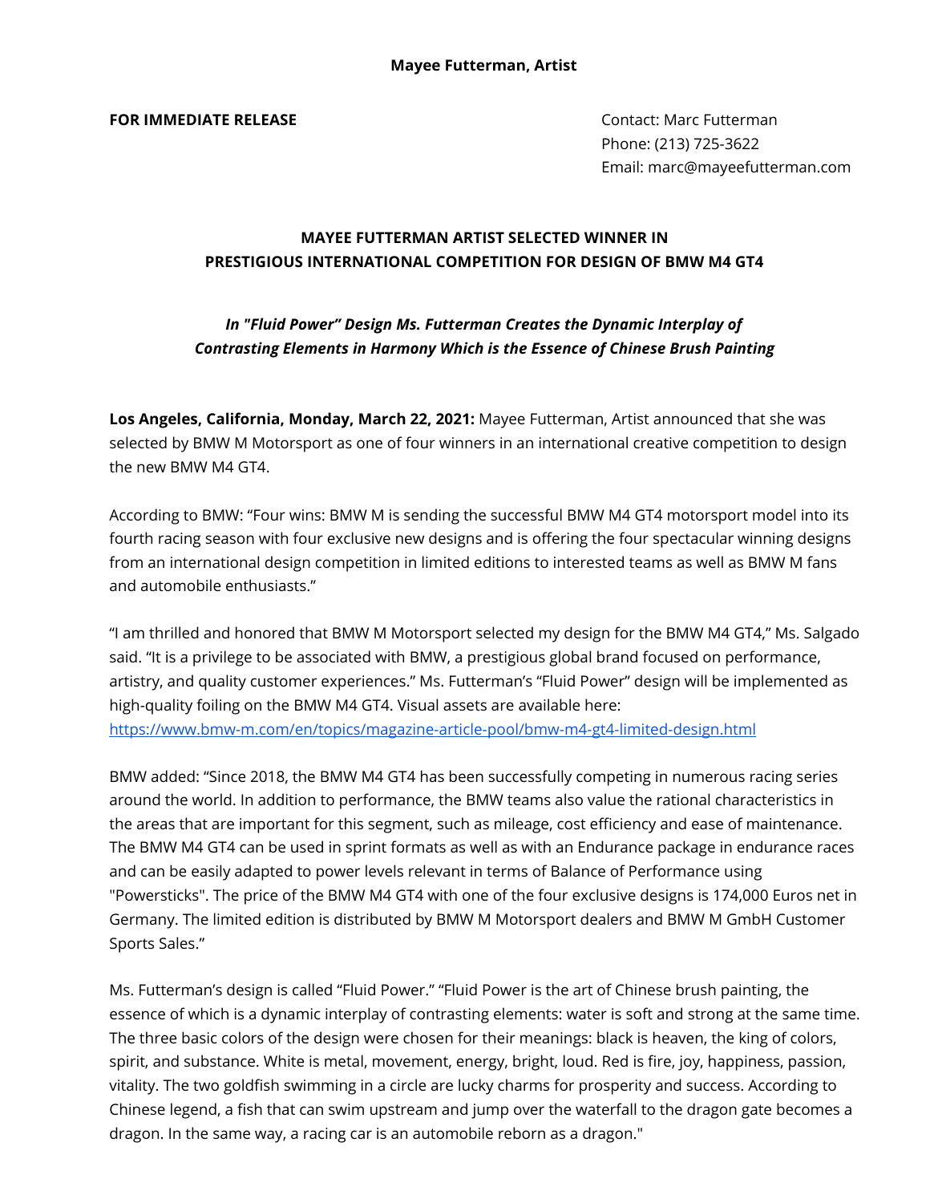**Mayee Futterman, Artist**

**FOR IMMEDIATE RELEASE**

Contact: Marc Futterman
Phone: (213) 725-3622
Email: marc@mayeefutterman.com

# MAYEE FUTTERMAN ARTIST SELECTED WINNER IN PRESTIGIOUS INTERNATIONAL COMPETITION FOR DESIGN OF BMW M4 GT4

***In "Fluid Power" Design Ms. Futterman Creates the Dynamic Interplay of Contrasting Elements in Harmony Which is the Essence of Chinese Brush Painting***

**Los Angeles, California, Monday, March 22, 2021:** Mayee Futterman, Artist announced that she was selected by BMW M Motorsport as one of four winners in an international creative competition to design the new BMW M4 GT4.

According to BMW: "Four wins: BMW M is sending the successful BMW M4 GT4 motorsport model into its fourth racing season with four exclusive new designs and is offering the four spectacular winning designs from an international design competition in limited editions to interested teams as well as BMW M fans and automobile enthusiasts."

"I am thrilled and honored that BMW M Motorsport selected my design for the BMW M4 GT4," Ms. Salgado said. "It is a privilege to be associated with BMW, a prestigious global brand focused on performance, artistry, and quality customer experiences." Ms. Futterman's "Fluid Power" design will be implemented as high-quality foiling on the BMW M4 GT4. Visual assets are available here: [https://www.bmw-m.com/en/topics/magazine-article-pool/bmw-m4-gt4-limited-design.html](https://www.bmw-m.com/en/topics/magazine-article-pool/bmw-m4-gt4-limited-design.html)

BMW added: "Since 2018, the BMW M4 GT4 has been successfully competing in numerous racing series around the world. In addition to performance, the BMW teams also value the rational characteristics in the areas that are important for this segment, such as mileage, cost efficiency and ease of maintenance. The BMW M4 GT4 can be used in sprint formats as well as with an Endurance package in endurance races and can be easily adapted to power levels relevant in terms of Balance of Performance using "Powersticks". The price of the BMW M4 GT4 with one of the four exclusive designs is 174,000 Euros net in Germany. The limited edition is distributed by BMW M Motorsport dealers and BMW M GmbH Customer Sports Sales."

Ms. Futterman's design is called "Fluid Power." "Fluid Power is the art of Chinese brush painting, the essence of which is a dynamic interplay of contrasting elements: water is soft and strong at the same time. The three basic colors of the design were chosen for their meanings: black is heaven, the king of colors, spirit, and substance. White is metal, movement, energy, bright, loud. Red is fire, joy, happiness, passion, vitality. The two goldfish swimming in a circle are lucky charms for prosperity and success. According to Chinese legend, a fish that can swim upstream and jump over the waterfall to the dragon gate becomes a dragon. In the same way, a racing car is an automobile reborn as a dragon."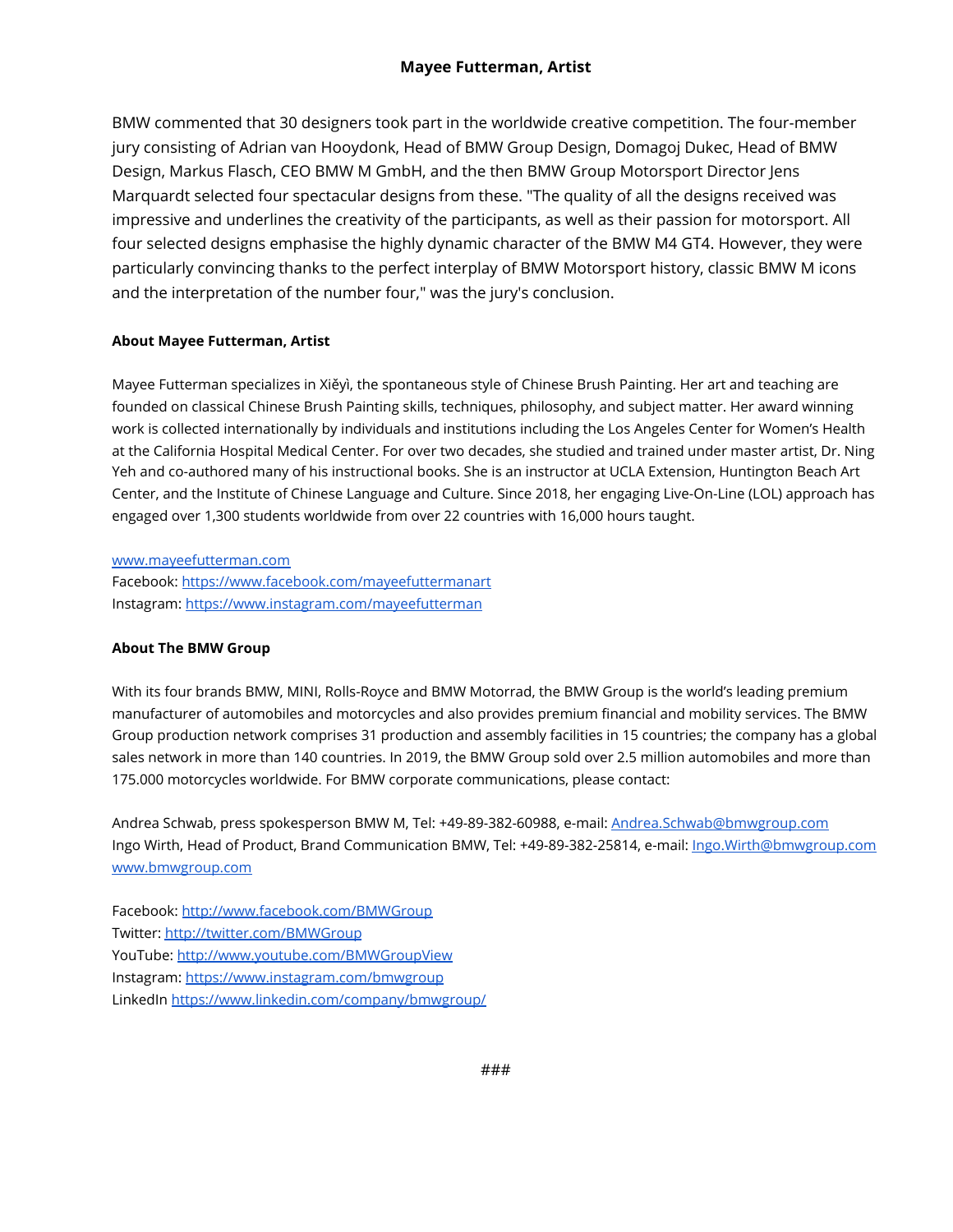**Mayee Futterman, Artist**

BMW commented that 30 designers took part in the worldwide creative competition. The four-member jury consisting of Adrian van Hooydonk, Head of BMW Group Design, Domagoj Dukec, Head of BMW Design, Markus Flasch, CEO BMW M GmbH, and the then BMW Group Motorsport Director Jens Marquardt selected four spectacular designs from these. "The quality of all the designs received was impressive and underlines the creativity of the participants, as well as their passion for motorsport. All four selected designs emphasise the highly dynamic character of the BMW M4 GT4. However, they were particularly convincing thanks to the perfect interplay of BMW Motorsport history, classic BMW M icons and the interpretation of the number four," was the jury's conclusion.

**About Mayee Futterman, Artist**

Mayee Futterman specializes in Xiěyì, the spontaneous style of Chinese Brush Painting. Her art and teaching are founded on classical Chinese Brush Painting skills, techniques, philosophy, and subject matter. Her award winning work is collected internationally by individuals and institutions including the Los Angeles Center for Women's Health at the California Hospital Medical Center. For over two decades, she studied and trained under master artist, Dr. Ning Yeh and co-authored many of his instructional books. She is an instructor at UCLA Extension, Huntington Beach Art Center, and the Institute of Chinese Language and Culture. Since 2018, her engaging Live-On-Line (LOL) approach has engaged over 1,300 students worldwide from over 22 countries with 16,000 hours taught.

[www.mayeefutterman.com](http://www.mayeefutterman.com)
Facebook: https://www.facebook.com/mayeefuttermanart
Instagram: https://www.instagram.com/mayeefutterman

**About The BMW Group**

With its four brands BMW, MINI, Rolls-Royce and BMW Motorrad, the BMW Group is the world's leading premium manufacturer of automobiles and motorcycles and also provides premium financial and mobility services. The BMW Group production network comprises 31 production and assembly facilities in 15 countries; the company has a global sales network in more than 140 countries. In 2019, the BMW Group sold over 2.5 million automobiles and more than 175.000 motorcycles worldwide. For BMW corporate communications, please contact:

Andrea Schwab, press spokesperson BMW M, Tel: +49-89-382-60988, e-mail: Andrea.Schwab@bmwgroup.com
Ingo Wirth, Head of Product, Brand Communication BMW, Tel: +49-89-382-25814, e-mail: Ingo.Wirth@bmwgroup.com
[www.bmwgroup.com](http://www.bmwgroup.com)

Facebook: http://www.facebook.com/BMWGroup
Twitter: http://twitter.com/BMWGroup
YouTube: http://www.youtube.com/BMWGroupView
Instagram: https://www.instagram.com/bmwgroup
LinkedIn https://www.linkedin.com/company/bmwgroup/

###